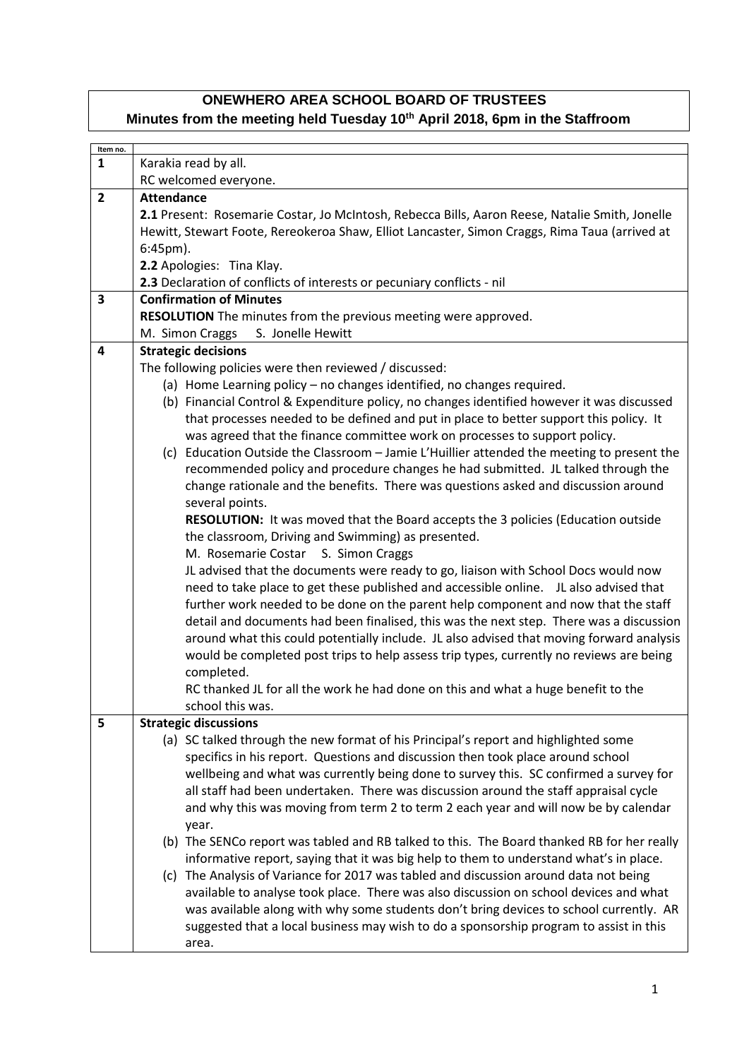## ONEWHERO AREA SCHOOL BOARD OF TRUSTEES

### Minutes from the meeting held Tuesday 10th April 2018, 6pm in the Staffroom

| Item no. | |
|---|---|
| **1** | Karakia read by all.<br>RC welcomed everyone. |
| **2** | **Attendance**<br>**2.1** Present: Rosemarie Costar, Jo McIntosh, Rebecca Bills, Aaron Reese, Natalie Smith, Jonelle Hewitt, Stewart Foote, Rereokeroa Shaw, Elliot Lancaster, Simon Craggs, Rima Taua (arrived at 6:45pm).<br>**2.2** Apologies: Tina Klay.<br>**2.3** Declaration of conflicts of interests or pecuniary conflicts - nil |
| **3** | **Confirmation of Minutes**<br>**RESOLUTION** The minutes from the previous meeting were approved.<br>M. Simon Craggs S. Jonelle Hewitt |
| **4** | **Strategic decisions**<br>The following policies were then reviewed / discussed:<br>(a) Home Learning policy – no changes identified, no changes required.<br>(b) Financial Control & Expenditure policy, no changes identified however it was discussed that processes needed to be defined and put in place to better support this policy. It was agreed that the finance committee work on processes to support policy.<br>(c) Education Outside the Classroom – Jamie L'Huillier attended the meeting to present the recommended policy and procedure changes he had submitted. JL talked through the change rationale and the benefits. There was questions asked and discussion around several points.<br>**RESOLUTION:** It was moved that the Board accepts the 3 policies (Education outside the classroom, Driving and Swimming) as presented.<br>M. Rosemarie Costar S. Simon Craggs<br>JL advised that the documents were ready to go, liaison with School Docs would now need to take place to get these published and accessible online. JL also advised that further work needed to be done on the parent help component and now that the staff detail and documents had been finalised, this was the next step. There was a discussion around what this could potentially include. JL also advised that moving forward analysis would be completed post trips to help assess trip types, currently no reviews are being completed.<br>RC thanked JL for all the work he had done on this and what a huge benefit to the school this was. |
| **5** | **Strategic discussions**<br>(a) SC talked through the new format of his Principal's report and highlighted some specifics in his report. Questions and discussion then took place around school wellbeing and what was currently being done to survey this. SC confirmed a survey for all staff had been undertaken. There was discussion around the staff appraisal cycle and why this was moving from term 2 to term 2 each year and will now be by calendar year.<br>(b) The SENCo report was tabled and RB talked to this. The Board thanked RB for her really informative report, saying that it was big help to them to understand what's in place.<br>(c) The Analysis of Variance for 2017 was tabled and discussion around data not being available to analyse took place. There was also discussion on school devices and what was available along with why some students don't bring devices to school currently. AR suggested that a local business may wish to do a sponsorship program to assist in this area. |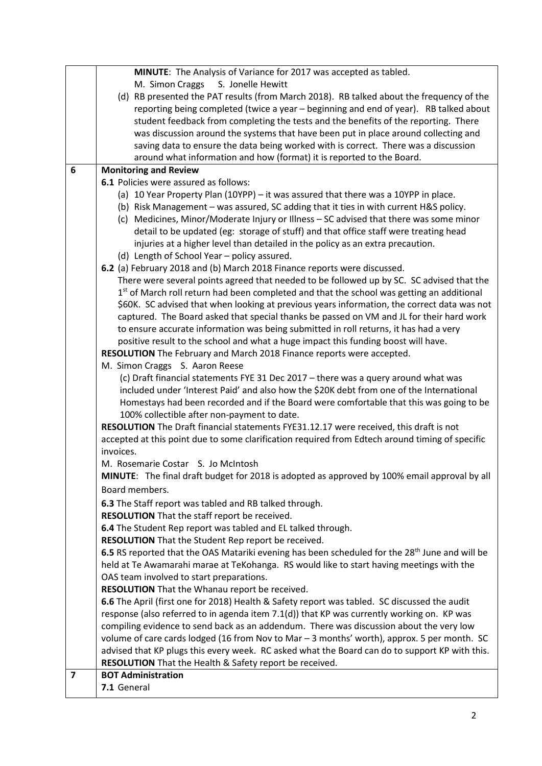| | |
|---|---|
| | **MINUTE**: The Analysis of Variance for 2017 was accepted as tabled.<br>M. Simon Craggs S. Jonelle Hewitt<br>(d) RB presented the PAT results (from March 2018). RB talked about the frequency of the reporting being completed (twice a year – beginning and end of year). RB talked about student feedback from completing the tests and the benefits of the reporting. There was discussion around the systems that have been put in place around collecting and saving data to ensure the data being worked with is correct. There was a discussion around what information and how (format) it is reported to the Board. |
| **6** | **Monitoring and Review**<br>**6.1** Policies were assured as follows:<br>(a) 10 Year Property Plan (10YPP) – it was assured that there was a 10YPP in place.<br>(b) Risk Management – was assured, SC adding that it ties in with current H&S policy.<br>(c) Medicines, Minor/Moderate Injury or Illness – SC advised that there was some minor detail to be updated (eg: storage of stuff) and that office staff were treating head injuries at a higher level than detailed in the policy as an extra precaution.<br>(d) Length of School Year – policy assured.<br>**6.2** (a) February 2018 and (b) March 2018 Finance reports were discussed.<br>There were several points agreed that needed to be followed up by SC. SC advised that the 1st of March roll return had been completed and that the school was getting an additional \$60K. SC advised that when looking at previous years information, the correct data was not captured. The Board asked that special thanks be passed on VM and JL for their hard work to ensure accurate information was being submitted in roll returns, it has had a very positive result to the school and what a huge impact this funding boost will have.<br>**RESOLUTION** The February and March 2018 Finance reports were accepted.<br>M. Simon Craggs S. Aaron Reese<br>(c) Draft financial statements FYE 31 Dec 2017 – there was a query around what was included under 'Interest Paid' and also how the \$20K debt from one of the International Homestays had been recorded and if the Board were comfortable that this was going to be 100% collectible after non-payment to date.<br>**RESOLUTION** The Draft financial statements FYE31.12.17 were received, this draft is not accepted at this point due to some clarification required from Edtech around timing of specific invoices.<br>M. Rosemarie Costar S. Jo McIntosh<br>**MINUTE**: The final draft budget for 2018 is adopted as approved by 100% email approval by all Board members.<br>**6.3** The Staff report was tabled and RB talked through.<br>**RESOLUTION** That the staff report be received.<br>**6.4** The Student Rep report was tabled and EL talked through.<br>**RESOLUTION** That the Student Rep report be received.<br>**6.5** RS reported that the OAS Matariki evening has been scheduled for the 28th June and will be held at Te Awamarahi marae at TeKohanga. RS would like to start having meetings with the OAS team involved to start preparations.<br>**RESOLUTION** That the Whanau report be received.<br>**6.6** The April (first one for 2018) Health & Safety report was tabled. SC discussed the audit response (also referred to in agenda item 7.1(d)) that KP was currently working on. KP was compiling evidence to send back as an addendum. There was discussion about the very low volume of care cards lodged (16 from Nov to Mar – 3 months' worth), approx. 5 per month. SC advised that KP plugs this every week. RC asked what the Board can do to support KP with this.<br>**RESOLUTION** That the Health & Safety report be received. |
| **7** | **BOT Administration**<br>**7.1** General |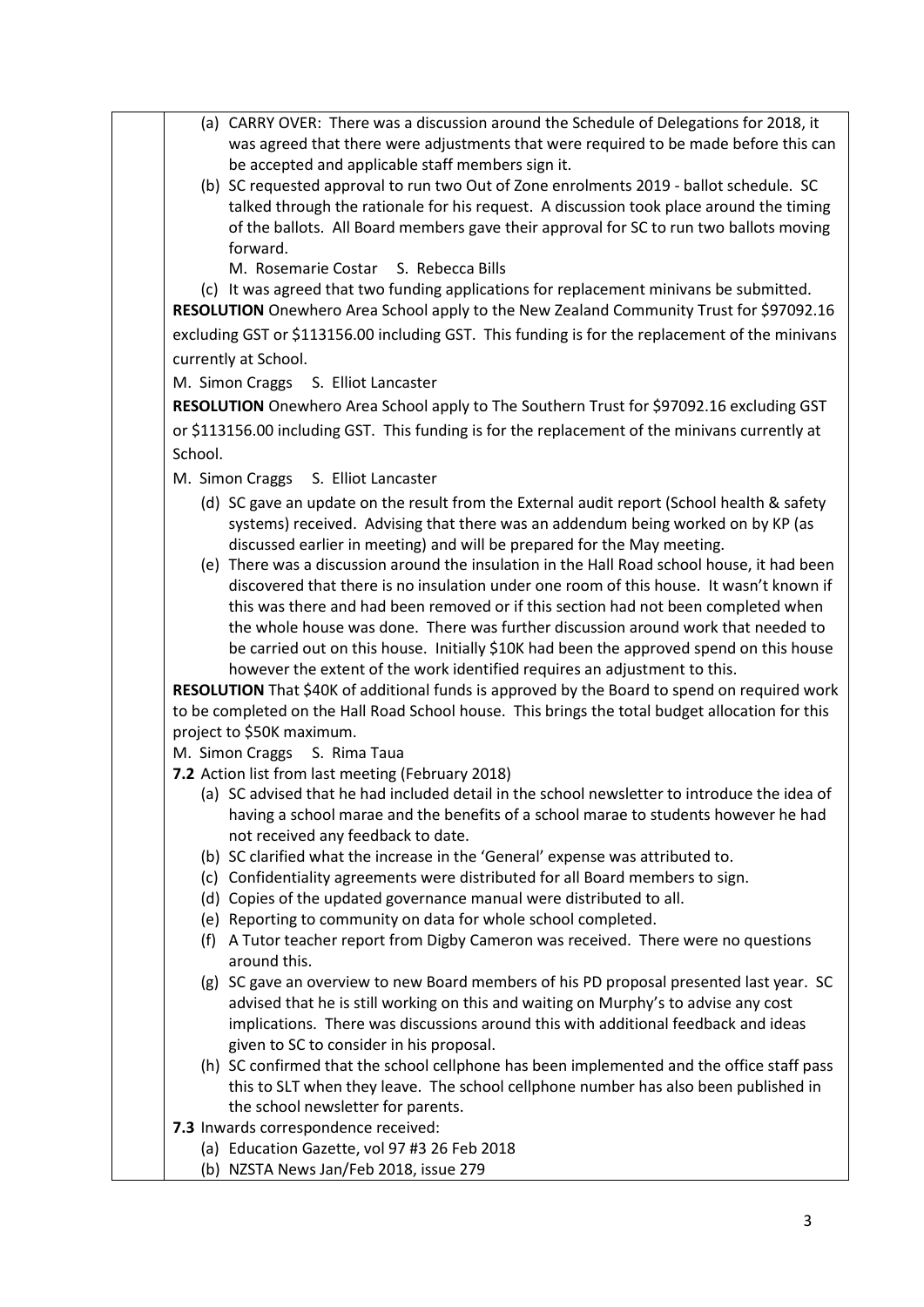(a) CARRY OVER: There was a discussion around the Schedule of Delegations for 2018, it was agreed that there were adjustments that were required to be made before this can be accepted and applicable staff members sign it.

(b) SC requested approval to run two Out of Zone enrolments 2019 - ballot schedule. SC talked through the rationale for his request. A discussion took place around the timing of the ballots. All Board members gave their approval for SC to run two ballots moving forward.

M. Rosemarie Costar S. Rebecca Bills

(c) It was agreed that two funding applications for replacement minivans be submitted.

**RESOLUTION** Onewhero Area School apply to the New Zealand Community Trust for $97092.16 excluding GST or $113156.00 including GST. This funding is for the replacement of the minivans currently at School.

M. Simon Craggs S. Elliot Lancaster

**RESOLUTION** Onewhero Area School apply to The Southern Trust for $97092.16 excluding GST or $113156.00 including GST. This funding is for the replacement of the minivans currently at School.

M. Simon Craggs S. Elliot Lancaster

(d) SC gave an update on the result from the External audit report (School health & safety systems) received. Advising that there was an addendum being worked on by KP (as discussed earlier in meeting) and will be prepared for the May meeting.

(e) There was a discussion around the insulation in the Hall Road school house, it had been discovered that there is no insulation under one room of this house. It wasn't known if this was there and had been removed or if this section had not been completed when the whole house was done. There was further discussion around work that needed to be carried out on this house. Initially $10K had been the approved spend on this house however the extent of the work identified requires an adjustment to this.

**RESOLUTION** That $40K of additional funds is approved by the Board to spend on required work to be completed on the Hall Road School house. This brings the total budget allocation for this project to $50K maximum.

M. Simon Craggs S. Rima Taua

**7.2** Action list from last meeting (February 2018)

(a) SC advised that he had included detail in the school newsletter to introduce the idea of having a school marae and the benefits of a school marae to students however he had not received any feedback to date.

(b) SC clarified what the increase in the 'General' expense was attributed to.

(c) Confidentiality agreements were distributed for all Board members to sign.

(d) Copies of the updated governance manual were distributed to all.

(e) Reporting to community on data for whole school completed.

(f) A Tutor teacher report from Digby Cameron was received. There were no questions around this.

(g) SC gave an overview to new Board members of his PD proposal presented last year. SC advised that he is still working on this and waiting on Murphy's to advise any cost implications. There was discussions around this with additional feedback and ideas given to SC to consider in his proposal.

(h) SC confirmed that the school cellphone has been implemented and the office staff pass this to SLT when they leave. The school cellphone number has also been published in the school newsletter for parents.

**7.3** Inwards correspondence received:

(a) Education Gazette, vol 97 #3 26 Feb 2018

(b) NZSTA News Jan/Feb 2018, issue 279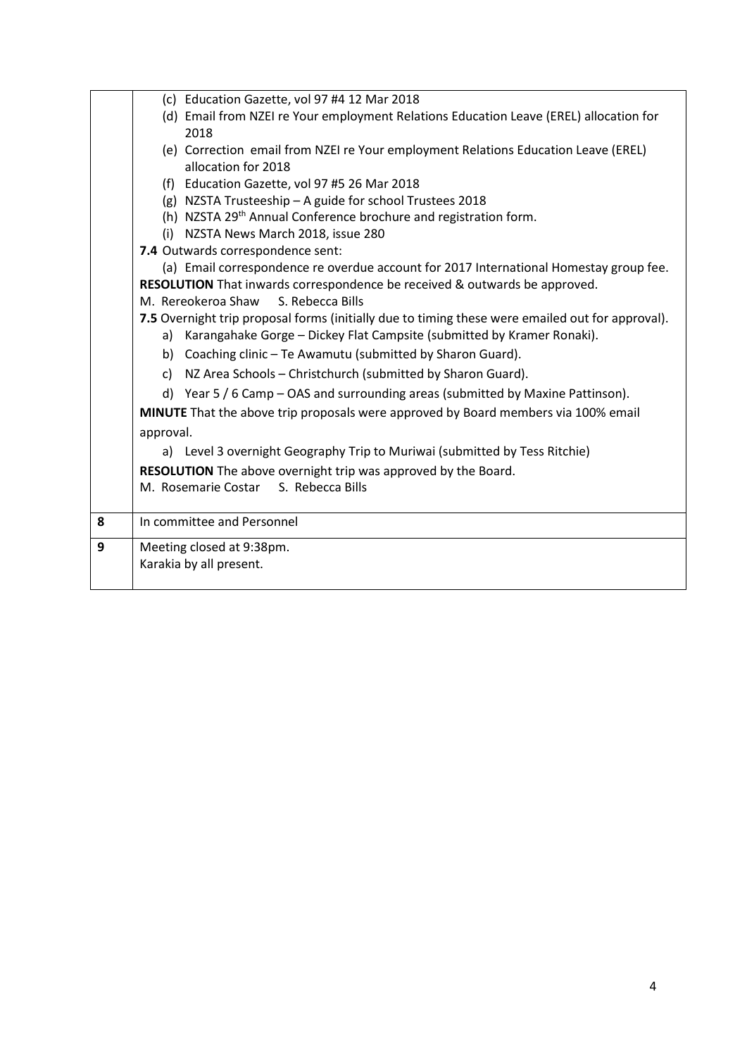| | |
|---|---|
| | (c) Education Gazette, vol 97 #4 12 Mar 2018<br>(d) Email from NZEI re Your employment Relations Education Leave (EREL) allocation for 2018<br>(e) Correction email from NZEI re Your employment Relations Education Leave (EREL) allocation for 2018<br>(f) Education Gazette, vol 97 #5 26 Mar 2018<br>(g) NZSTA Trusteeship – A guide for school Trustees 2018<br>(h) NZSTA 29th Annual Conference brochure and registration form.<br>(i) NZSTA News March 2018, issue 280<br>**7.4** Outwards correspondence sent:<br>(a) Email correspondence re overdue account for 2017 International Homestay group fee.<br>**RESOLUTION** That inwards correspondence be received & outwards be approved.<br>M. Rereokeroa Shaw S. Rebecca Bills<br>**7.5** Overnight trip proposal forms (initially due to timing these were emailed out for approval).<br>a) Karangahake Gorge – Dickey Flat Campsite (submitted by Kramer Ronaki).<br>b) Coaching clinic – Te Awamutu (submitted by Sharon Guard).<br>c) NZ Area Schools – Christchurch (submitted by Sharon Guard).<br>d) Year 5 / 6 Camp – OAS and surrounding areas (submitted by Maxine Pattinson).<br>**MINUTE** That the above trip proposals were approved by Board members via 100% email approval.<br>a) Level 3 overnight Geography Trip to Muriwai (submitted by Tess Ritchie)<br>**RESOLUTION** The above overnight trip was approved by the Board.<br>M. Rosemarie Costar S. Rebecca Bills |
| **8** | In committee and Personnel |
| **9** | Meeting closed at 9:38pm.<br>Karakia by all present. |